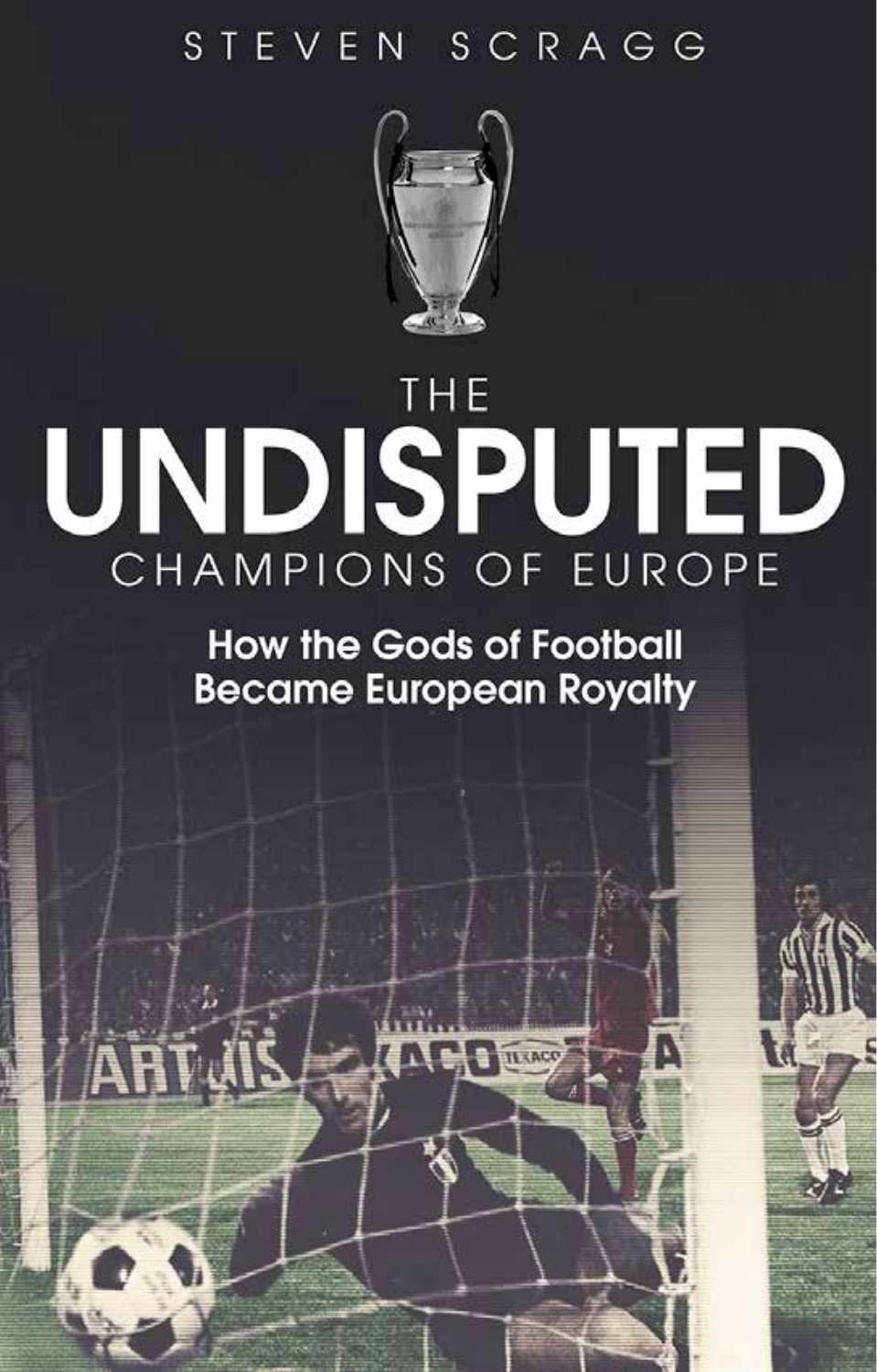STEVEN SCRAGG

# THE UNDISPUTED CHAMPIONS OF EUROPE

## How the Gods of Football Became European Royalty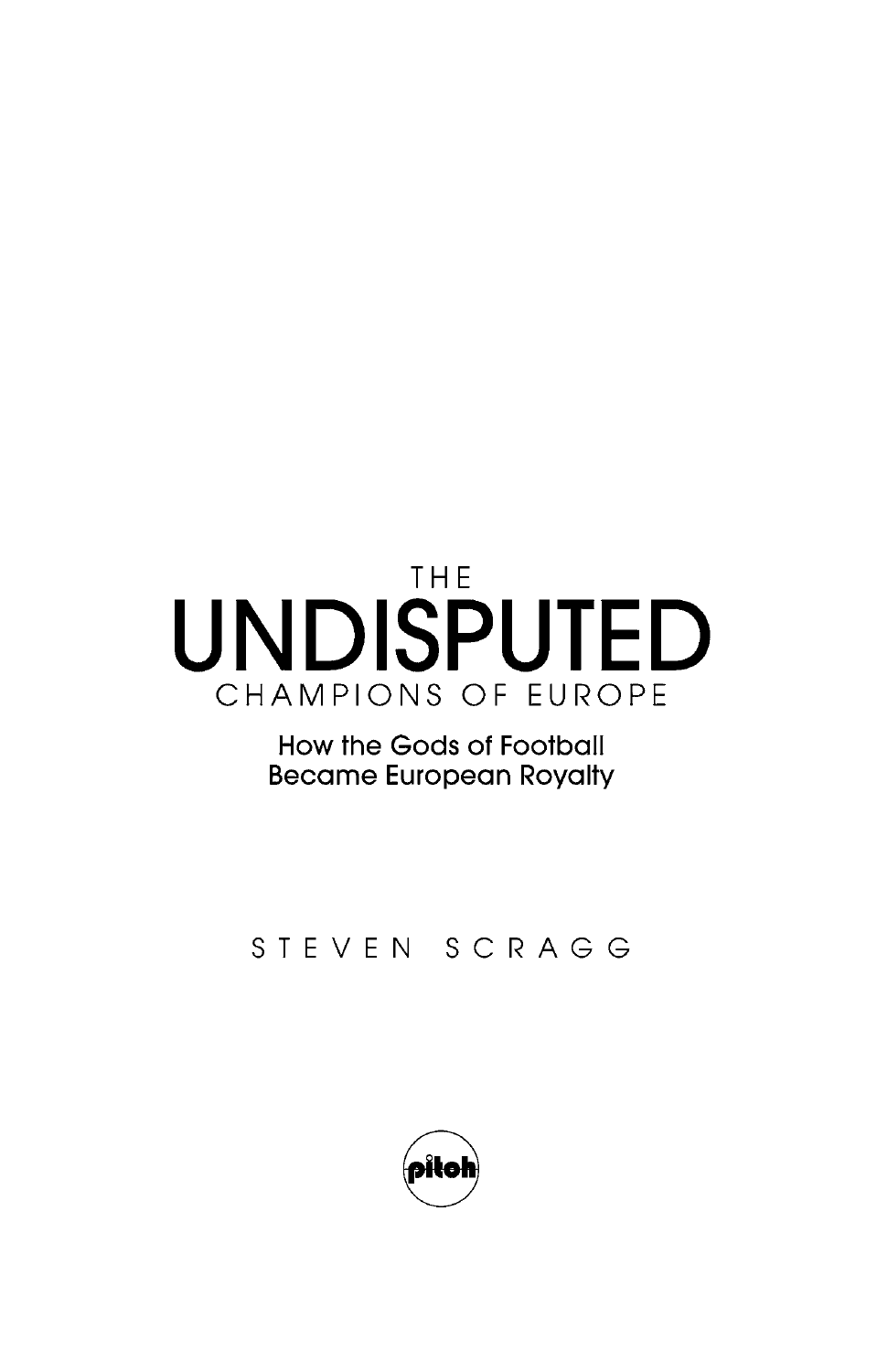# THE UNDISPUTED CHAMPIONS OF EUROPE

## How the Gods of Football Became European Royalty

STEVEN SCRAGG

pitch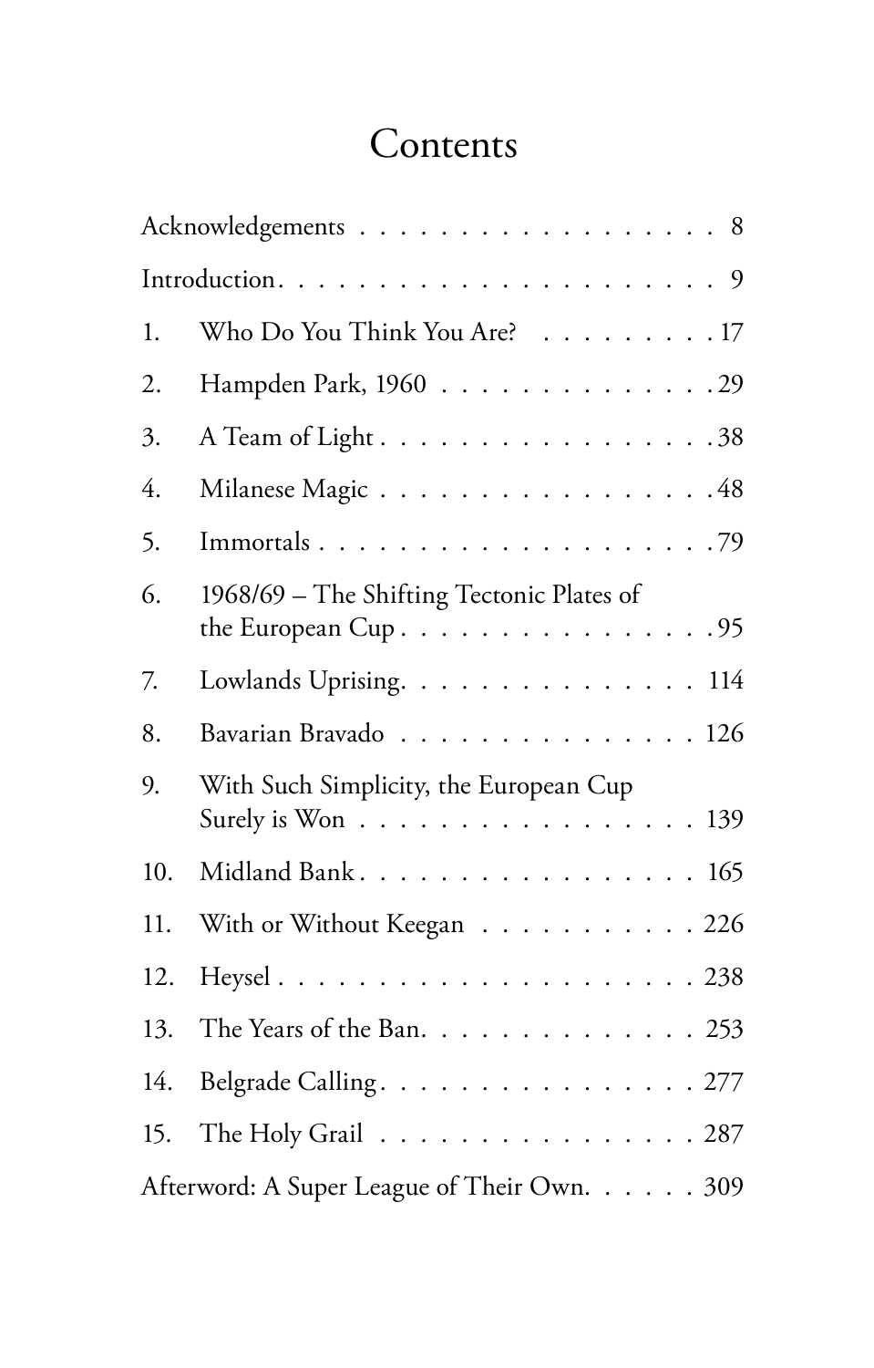# Contents

| | | |
|---|---|---|
| Acknowledgements | | 8 |
| Introduction | | 9 |
| 1. | Who Do You Think You Are? | 17 |
| 2. | Hampden Park, 1960 | 29 |
| 3. | A Team of Light | 38 |
| 4. | Milanese Magic | 48 |
| 5. | Immortals | 79 |
| 6. | 1968/69 – The Shifting Tectonic Plates of the European Cup | 95 |
| 7. | Lowlands Uprising | 114 |
| 8. | Bavarian Bravado | 126 |
| 9. | With Such Simplicity, the European Cup Surely is Won | 139 |
| 10. | Midland Bank | 165 |
| 11. | With or Without Keegan | 226 |
| 12. | Heysel | 238 |
| 13. | The Years of the Ban | 253 |
| 14. | Belgrade Calling | 277 |
| 15. | The Holy Grail | 287 |
| Afterword: A Super League of Their Own | | 309 |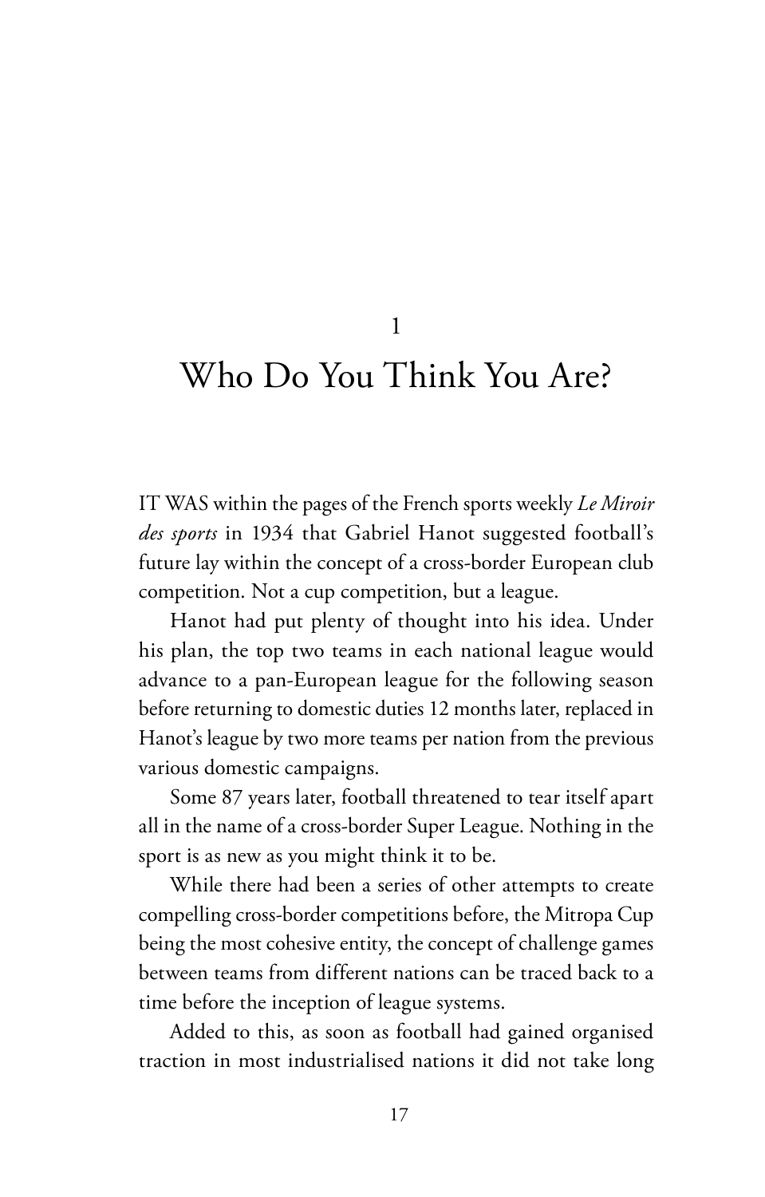# 1

# Who Do You Think You Are?

IT WAS within the pages of the French sports weekly *Le Miroir des sports* in 1934 that Gabriel Hanot suggested football's future lay within the concept of a cross-border European club competition. Not a cup competition, but a league.

Hanot had put plenty of thought into his idea. Under his plan, the top two teams in each national league would advance to a pan-European league for the following season before returning to domestic duties 12 months later, replaced in Hanot's league by two more teams per nation from the previous various domestic campaigns.

Some 87 years later, football threatened to tear itself apart all in the name of a cross-border Super League. Nothing in the sport is as new as you might think it to be.

While there had been a series of other attempts to create compelling cross-border competitions before, the Mitropa Cup being the most cohesive entity, the concept of challenge games between teams from different nations can be traced back to a time before the inception of league systems.

Added to this, as soon as football had gained organised traction in most industrialised nations it did not take long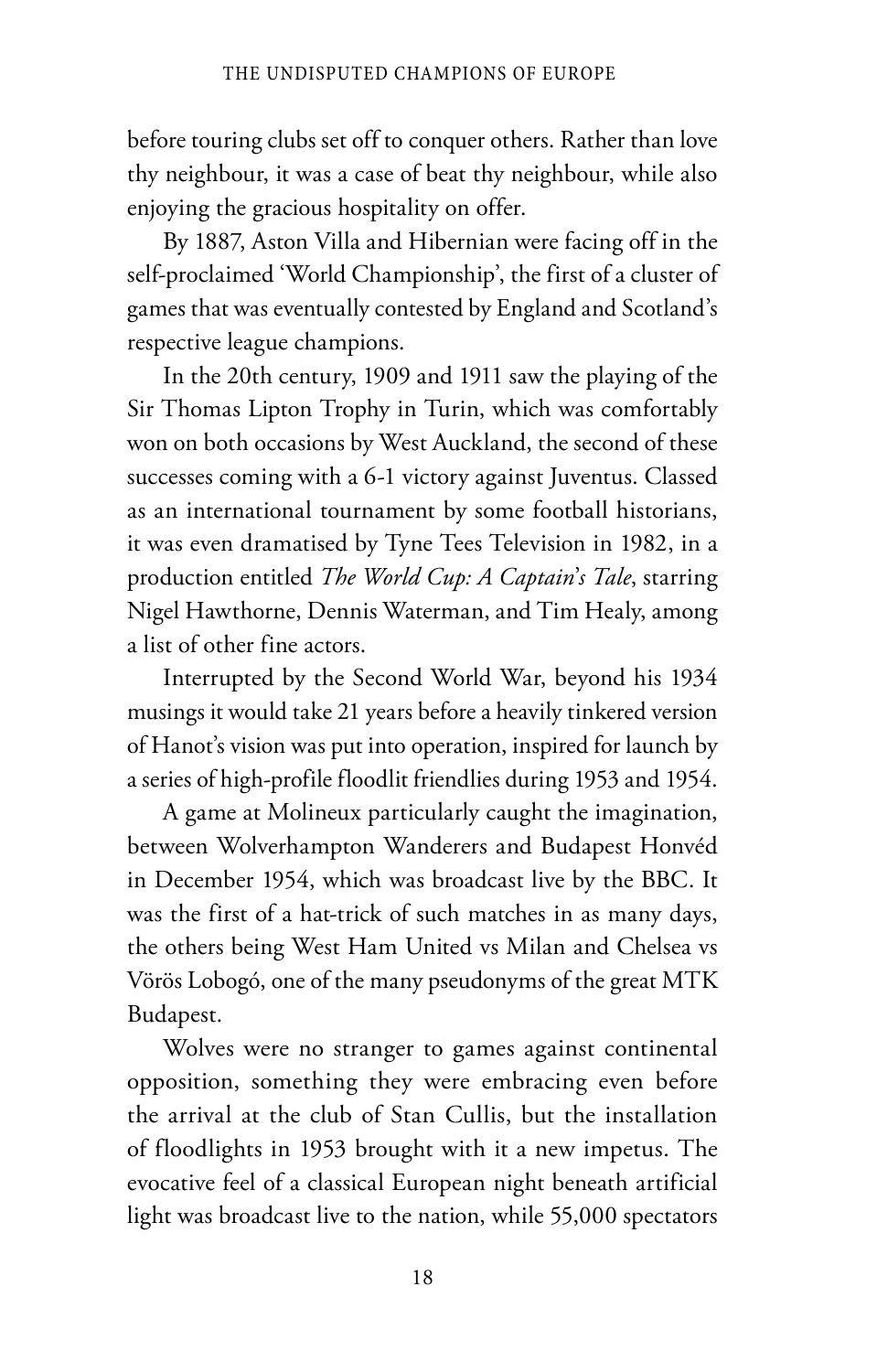before touring clubs set off to conquer others. Rather than love thy neighbour, it was a case of beat thy neighbour, while also enjoying the gracious hospitality on offer.

By 1887, Aston Villa and Hibernian were facing off in the self-proclaimed 'World Championship', the first of a cluster of games that was eventually contested by England and Scotland's respective league champions.

In the 20th century, 1909 and 1911 saw the playing of the Sir Thomas Lipton Trophy in Turin, which was comfortably won on both occasions by West Auckland, the second of these successes coming with a 6-1 victory against Juventus. Classed as an international tournament by some football historians, it was even dramatised by Tyne Tees Television in 1982, in a production entitled *The World Cup: A Captain's Tale*, starring Nigel Hawthorne, Dennis Waterman, and Tim Healy, among a list of other fine actors.

Interrupted by the Second World War, beyond his 1934 musings it would take 21 years before a heavily tinkered version of Hanot's vision was put into operation, inspired for launch by a series of high-profile floodlit friendlies during 1953 and 1954.

A game at Molineux particularly caught the imagination, between Wolverhampton Wanderers and Budapest Honvéd in December 1954, which was broadcast live by the BBC. It was the first of a hat-trick of such matches in as many days, the others being West Ham United vs Milan and Chelsea vs Vörös Lobogó, one of the many pseudonyms of the great MTK Budapest.

Wolves were no stranger to games against continental opposition, something they were embracing even before the arrival at the club of Stan Cullis, but the installation of floodlights in 1953 brought with it a new impetus. The evocative feel of a classical European night beneath artificial light was broadcast live to the nation, while 55,000 spectators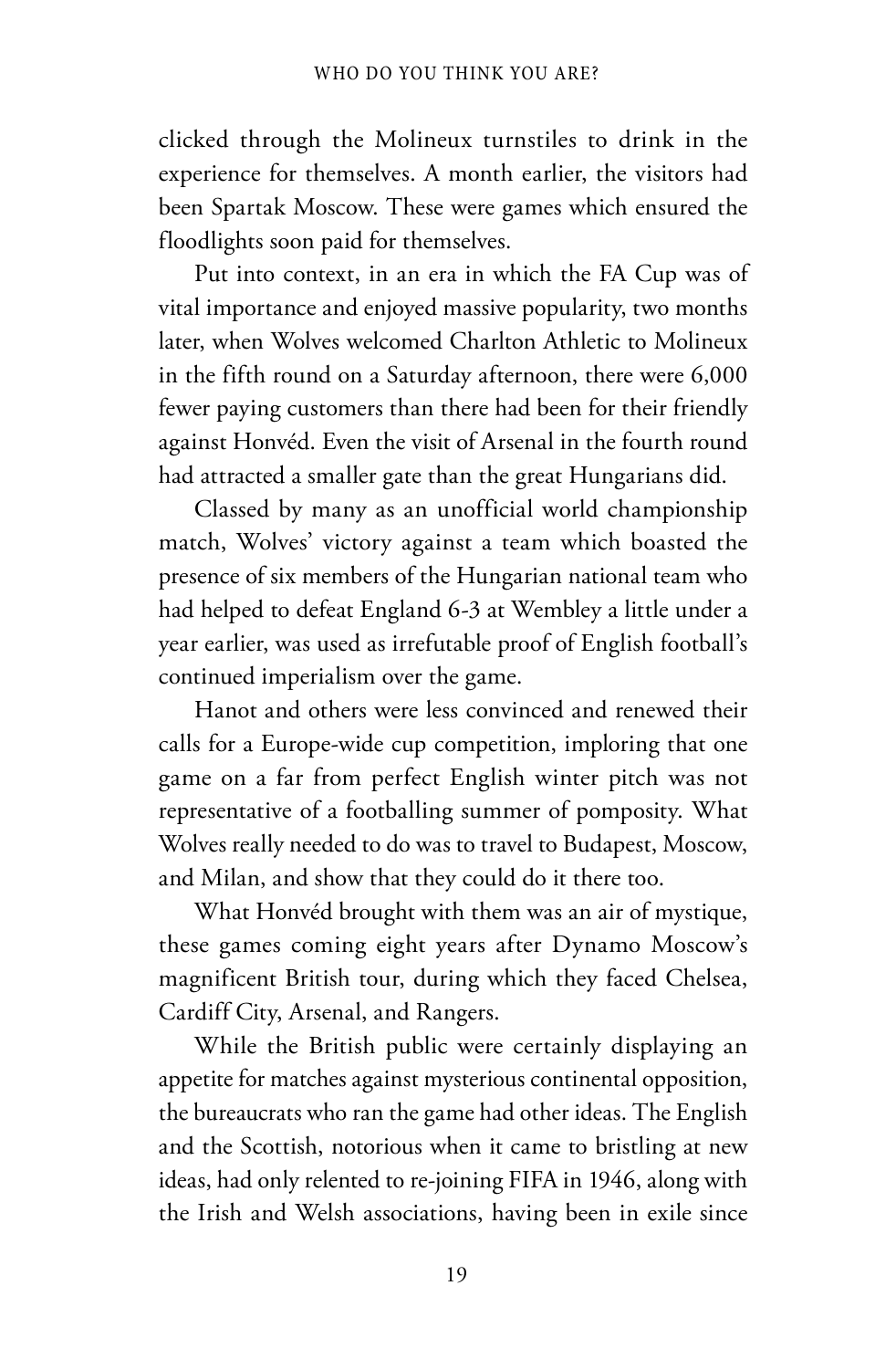clicked through the Molineux turnstiles to drink in the experience for themselves. A month earlier, the visitors had been Spartak Moscow. These were games which ensured the floodlights soon paid for themselves.

Put into context, in an era in which the FA Cup was of vital importance and enjoyed massive popularity, two months later, when Wolves welcomed Charlton Athletic to Molineux in the fifth round on a Saturday afternoon, there were 6,000 fewer paying customers than there had been for their friendly against Honvéd. Even the visit of Arsenal in the fourth round had attracted a smaller gate than the great Hungarians did.

Classed by many as an unofficial world championship match, Wolves' victory against a team which boasted the presence of six members of the Hungarian national team who had helped to defeat England 6-3 at Wembley a little under a year earlier, was used as irrefutable proof of English football's continued imperialism over the game.

Hanot and others were less convinced and renewed their calls for a Europe-wide cup competition, imploring that one game on a far from perfect English winter pitch was not representative of a footballing summer of pomposity. What Wolves really needed to do was to travel to Budapest, Moscow, and Milan, and show that they could do it there too.

What Honvéd brought with them was an air of mystique, these games coming eight years after Dynamo Moscow's magnificent British tour, during which they faced Chelsea, Cardiff City, Arsenal, and Rangers.

While the British public were certainly displaying an appetite for matches against mysterious continental opposition, the bureaucrats who ran the game had other ideas. The English and the Scottish, notorious when it came to bristling at new ideas, had only relented to re-joining FIFA in 1946, along with the Irish and Welsh associations, having been in exile since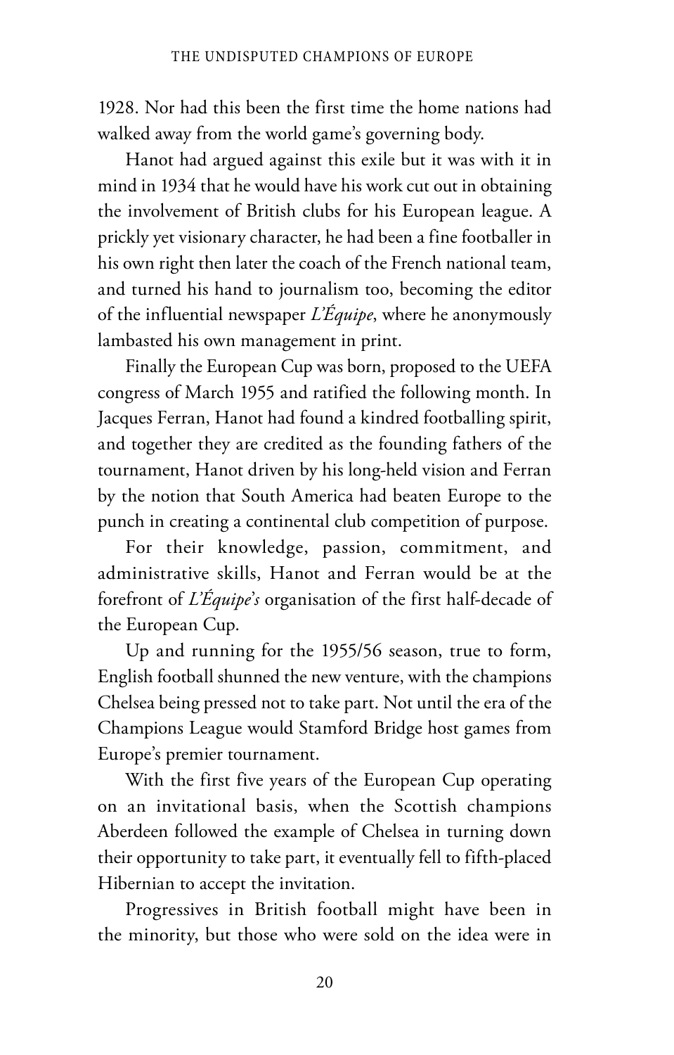1928. Nor had this been the first time the home nations had walked away from the world game's governing body.

Hanot had argued against this exile but it was with it in mind in 1934 that he would have his work cut out in obtaining the involvement of British clubs for his European league. A prickly yet visionary character, he had been a fine footballer in his own right then later the coach of the French national team, and turned his hand to journalism too, becoming the editor of the influential newspaper *L'Équipe*, where he anonymously lambasted his own management in print.

Finally the European Cup was born, proposed to the UEFA congress of March 1955 and ratified the following month. In Jacques Ferran, Hanot had found a kindred footballing spirit, and together they are credited as the founding fathers of the tournament, Hanot driven by his long-held vision and Ferran by the notion that South America had beaten Europe to the punch in creating a continental club competition of purpose.

For their knowledge, passion, commitment, and administrative skills, Hanot and Ferran would be at the forefront of *L'Équipe's* organisation of the first half-decade of the European Cup.

Up and running for the 1955/56 season, true to form, English football shunned the new venture, with the champions Chelsea being pressed not to take part. Not until the era of the Champions League would Stamford Bridge host games from Europe's premier tournament.

With the first five years of the European Cup operating on an invitational basis, when the Scottish champions Aberdeen followed the example of Chelsea in turning down their opportunity to take part, it eventually fell to fifth-placed Hibernian to accept the invitation.

Progressives in British football might have been in the minority, but those who were sold on the idea were in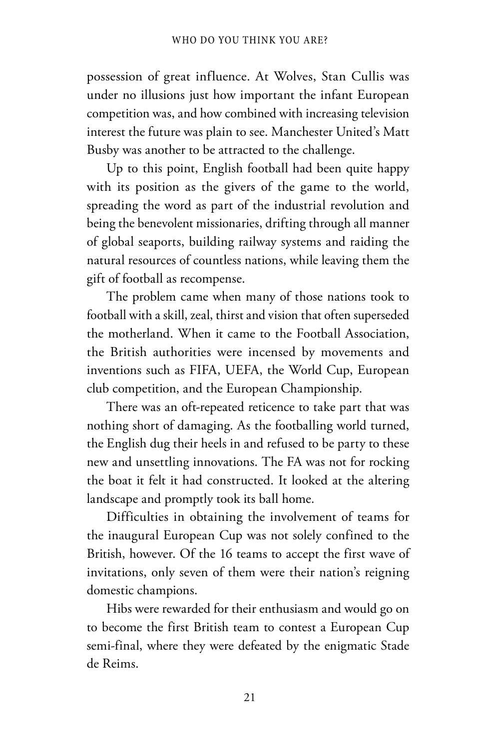possession of great influence. At Wolves, Stan Cullis was under no illusions just how important the infant European competition was, and how combined with increasing television interest the future was plain to see. Manchester United's Matt Busby was another to be attracted to the challenge.

Up to this point, English football had been quite happy with its position as the givers of the game to the world, spreading the word as part of the industrial revolution and being the benevolent missionaries, drifting through all manner of global seaports, building railway systems and raiding the natural resources of countless nations, while leaving them the gift of football as recompense.

The problem came when many of those nations took to football with a skill, zeal, thirst and vision that often superseded the motherland. When it came to the Football Association, the British authorities were incensed by movements and inventions such as FIFA, UEFA, the World Cup, European club competition, and the European Championship.

There was an oft-repeated reticence to take part that was nothing short of damaging. As the footballing world turned, the English dug their heels in and refused to be party to these new and unsettling innovations. The FA was not for rocking the boat it felt it had constructed. It looked at the altering landscape and promptly took its ball home.

Difficulties in obtaining the involvement of teams for the inaugural European Cup was not solely confined to the British, however. Of the 16 teams to accept the first wave of invitations, only seven of them were their nation's reigning domestic champions.

Hibs were rewarded for their enthusiasm and would go on to become the first British team to contest a European Cup semi-final, where they were defeated by the enigmatic Stade de Reims.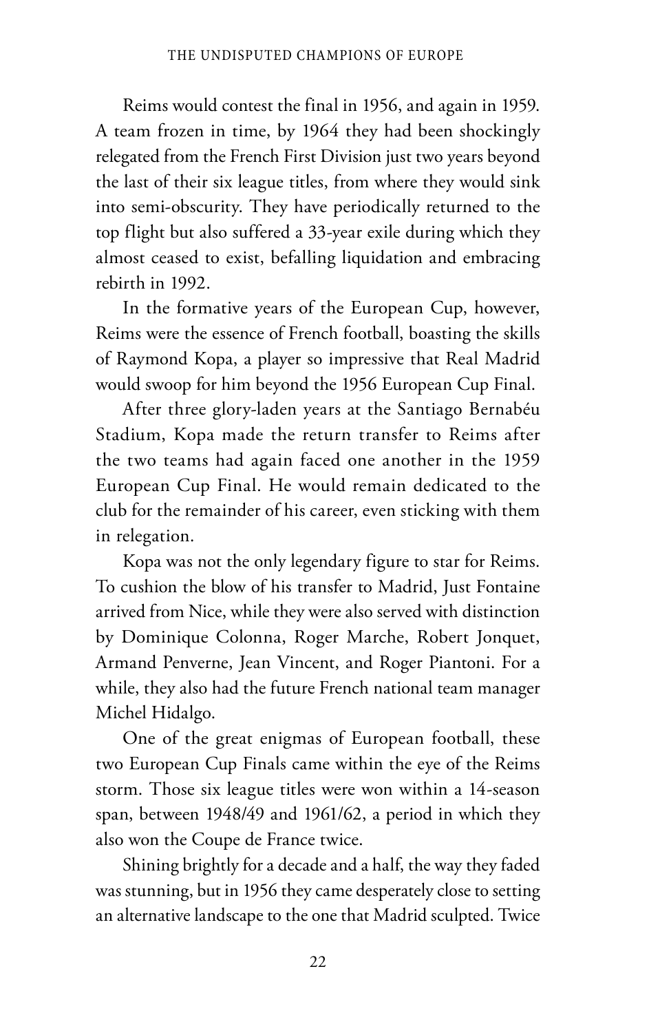Reims would contest the final in 1956, and again in 1959. A team frozen in time, by 1964 they had been shockingly relegated from the French First Division just two years beyond the last of their six league titles, from where they would sink into semi-obscurity. They have periodically returned to the top flight but also suffered a 33-year exile during which they almost ceased to exist, befalling liquidation and embracing rebirth in 1992.

In the formative years of the European Cup, however, Reims were the essence of French football, boasting the skills of Raymond Kopa, a player so impressive that Real Madrid would swoop for him beyond the 1956 European Cup Final.

After three glory-laden years at the Santiago Bernabéu Stadium, Kopa made the return transfer to Reims after the two teams had again faced one another in the 1959 European Cup Final. He would remain dedicated to the club for the remainder of his career, even sticking with them in relegation.

Kopa was not the only legendary figure to star for Reims. To cushion the blow of his transfer to Madrid, Just Fontaine arrived from Nice, while they were also served with distinction by Dominique Colonna, Roger Marche, Robert Jonquet, Armand Penverne, Jean Vincent, and Roger Piantoni. For a while, they also had the future French national team manager Michel Hidalgo.

One of the great enigmas of European football, these two European Cup Finals came within the eye of the Reims storm. Those six league titles were won within a 14-season span, between 1948/49 and 1961/62, a period in which they also won the Coupe de France twice.

Shining brightly for a decade and a half, the way they faded was stunning, but in 1956 they came desperately close to setting an alternative landscape to the one that Madrid sculpted. Twice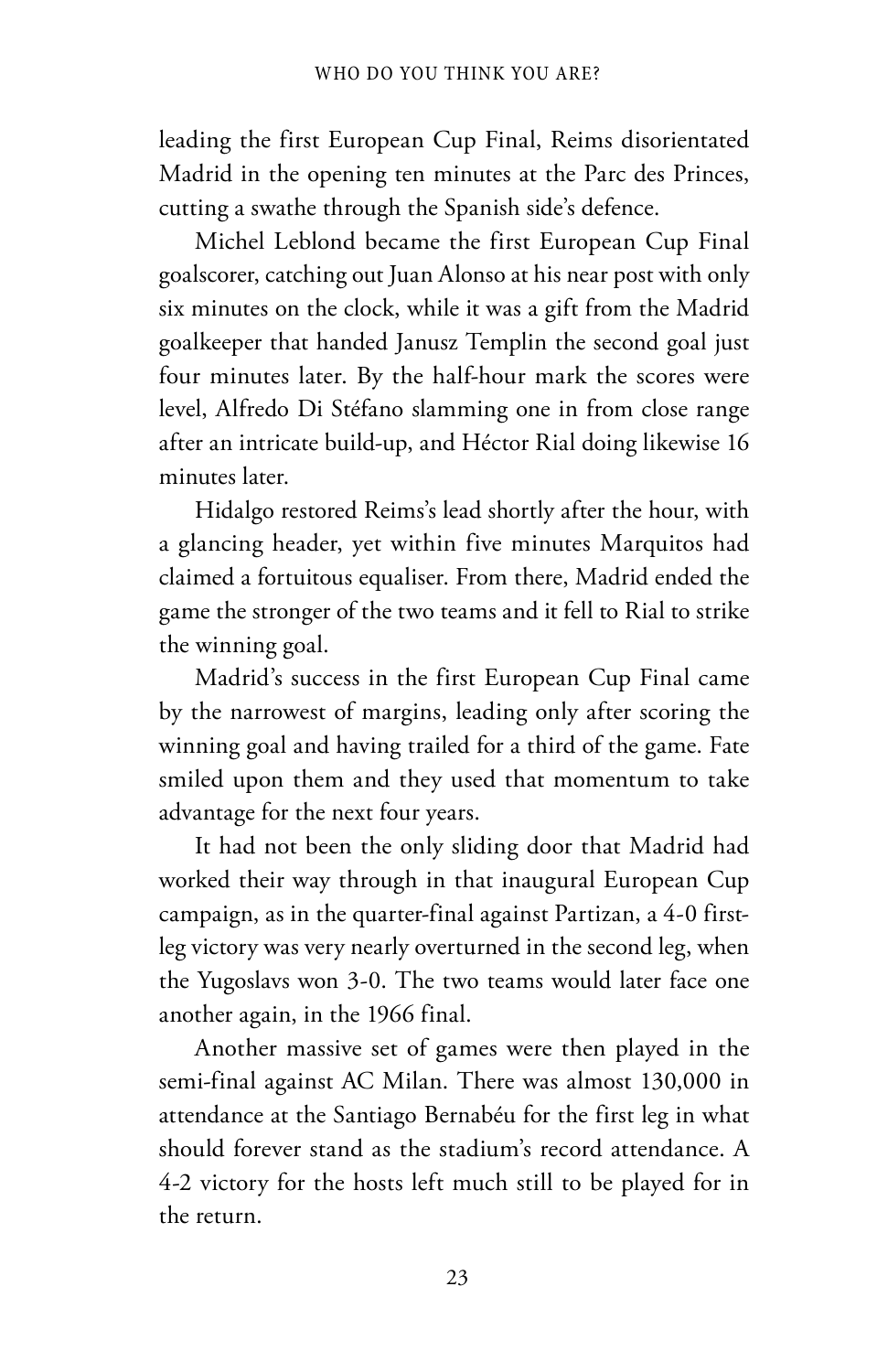leading the first European Cup Final, Reims disorientated Madrid in the opening ten minutes at the Parc des Princes, cutting a swathe through the Spanish side's defence.

Michel Leblond became the first European Cup Final goalscorer, catching out Juan Alonso at his near post with only six minutes on the clock, while it was a gift from the Madrid goalkeeper that handed Janusz Templin the second goal just four minutes later. By the half-hour mark the scores were level, Alfredo Di Stéfano slamming one in from close range after an intricate build-up, and Héctor Rial doing likewise 16 minutes later.

Hidalgo restored Reims's lead shortly after the hour, with a glancing header, yet within five minutes Marquitos had claimed a fortuitous equaliser. From there, Madrid ended the game the stronger of the two teams and it fell to Rial to strike the winning goal.

Madrid's success in the first European Cup Final came by the narrowest of margins, leading only after scoring the winning goal and having trailed for a third of the game. Fate smiled upon them and they used that momentum to take advantage for the next four years.

It had not been the only sliding door that Madrid had worked their way through in that inaugural European Cup campaign, as in the quarter-final against Partizan, a 4-0 first-leg victory was very nearly overturned in the second leg, when the Yugoslavs won 3-0. The two teams would later face one another again, in the 1966 final.

Another massive set of games were then played in the semi-final against AC Milan. There was almost 130,000 in attendance at the Santiago Bernabéu for the first leg in what should forever stand as the stadium's record attendance. A 4-2 victory for the hosts left much still to be played for in the return.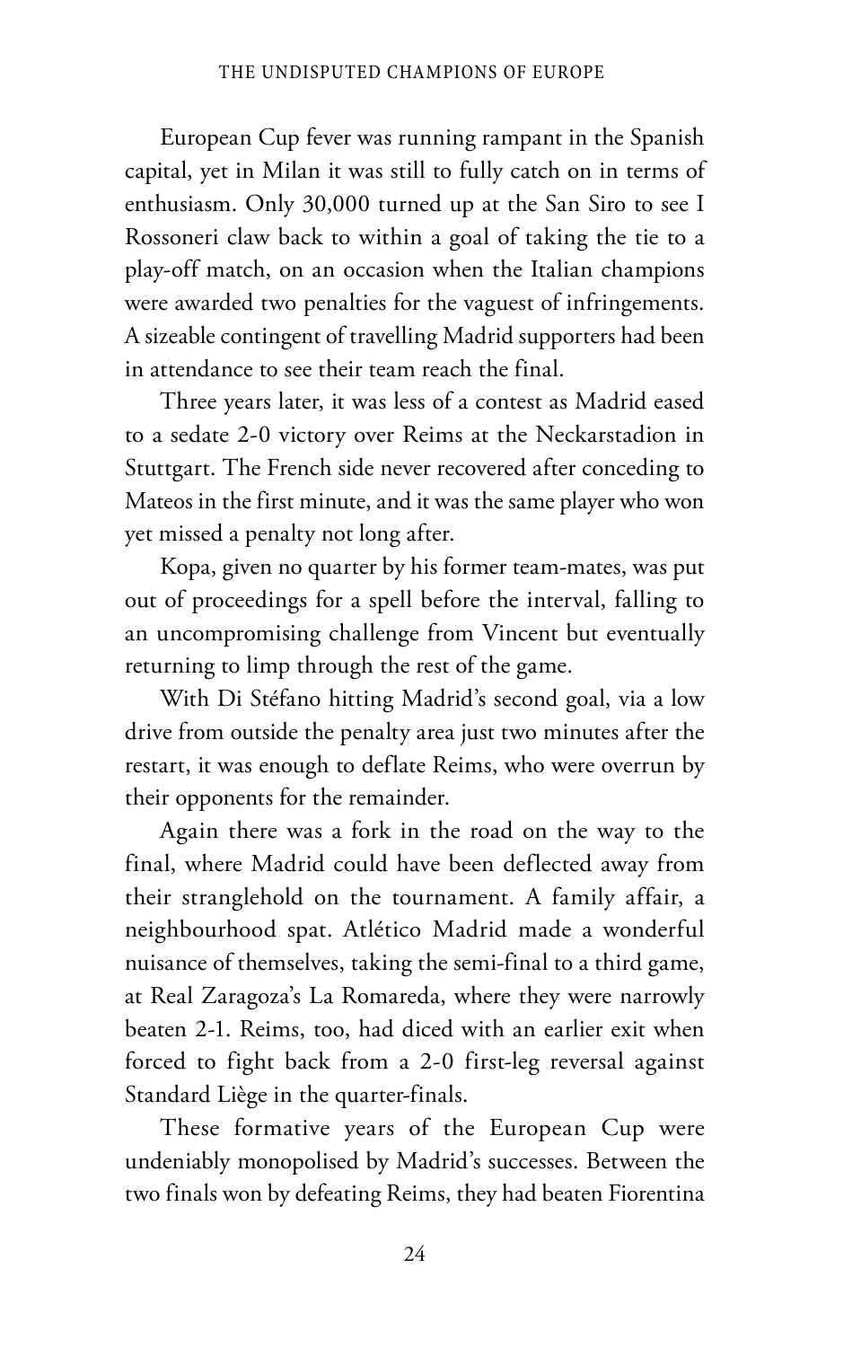European Cup fever was running rampant in the Spanish capital, yet in Milan it was still to fully catch on in terms of enthusiasm. Only 30,000 turned up at the San Siro to see I Rossoneri claw back to within a goal of taking the tie to a play-off match, on an occasion when the Italian champions were awarded two penalties for the vaguest of infringements. A sizeable contingent of travelling Madrid supporters had been in attendance to see their team reach the final.

Three years later, it was less of a contest as Madrid eased to a sedate 2-0 victory over Reims at the Neckarstadion in Stuttgart. The French side never recovered after conceding to Mateos in the first minute, and it was the same player who won yet missed a penalty not long after.

Kopa, given no quarter by his former team-mates, was put out of proceedings for a spell before the interval, falling to an uncompromising challenge from Vincent but eventually returning to limp through the rest of the game.

With Di Stéfano hitting Madrid's second goal, via a low drive from outside the penalty area just two minutes after the restart, it was enough to deflate Reims, who were overrun by their opponents for the remainder.

Again there was a fork in the road on the way to the final, where Madrid could have been deflected away from their stranglehold on the tournament. A family affair, a neighbourhood spat. Atlético Madrid made a wonderful nuisance of themselves, taking the semi-final to a third game, at Real Zaragoza's La Romareda, where they were narrowly beaten 2-1. Reims, too, had diced with an earlier exit when forced to fight back from a 2-0 first-leg reversal against Standard Liège in the quarter-finals.

These formative years of the European Cup were undeniably monopolised by Madrid's successes. Between the two finals won by defeating Reims, they had beaten Fiorentina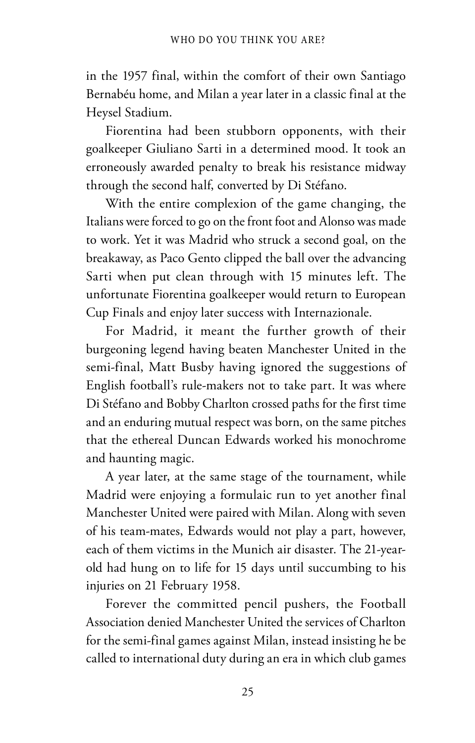in the 1957 final, within the comfort of their own Santiago Bernabéu home, and Milan a year later in a classic final at the Heysel Stadium.

Fiorentina had been stubborn opponents, with their goalkeeper Giuliano Sarti in a determined mood. It took an erroneously awarded penalty to break his resistance midway through the second half, converted by Di Stéfano.

With the entire complexion of the game changing, the Italians were forced to go on the front foot and Alonso was made to work. Yet it was Madrid who struck a second goal, on the breakaway, as Paco Gento clipped the ball over the advancing Sarti when put clean through with 15 minutes left. The unfortunate Fiorentina goalkeeper would return to European Cup Finals and enjoy later success with Internazionale.

For Madrid, it meant the further growth of their burgeoning legend having beaten Manchester United in the semi-final, Matt Busby having ignored the suggestions of English football's rule-makers not to take part. It was where Di Stéfano and Bobby Charlton crossed paths for the first time and an enduring mutual respect was born, on the same pitches that the ethereal Duncan Edwards worked his monochrome and haunting magic.

A year later, at the same stage of the tournament, while Madrid were enjoying a formulaic run to yet another final Manchester United were paired with Milan. Along with seven of his team-mates, Edwards would not play a part, however, each of them victims in the Munich air disaster. The 21-year-old had hung on to life for 15 days until succumbing to his injuries on 21 February 1958.

Forever the committed pencil pushers, the Football Association denied Manchester United the services of Charlton for the semi-final games against Milan, instead insisting he be called to international duty during an era in which club games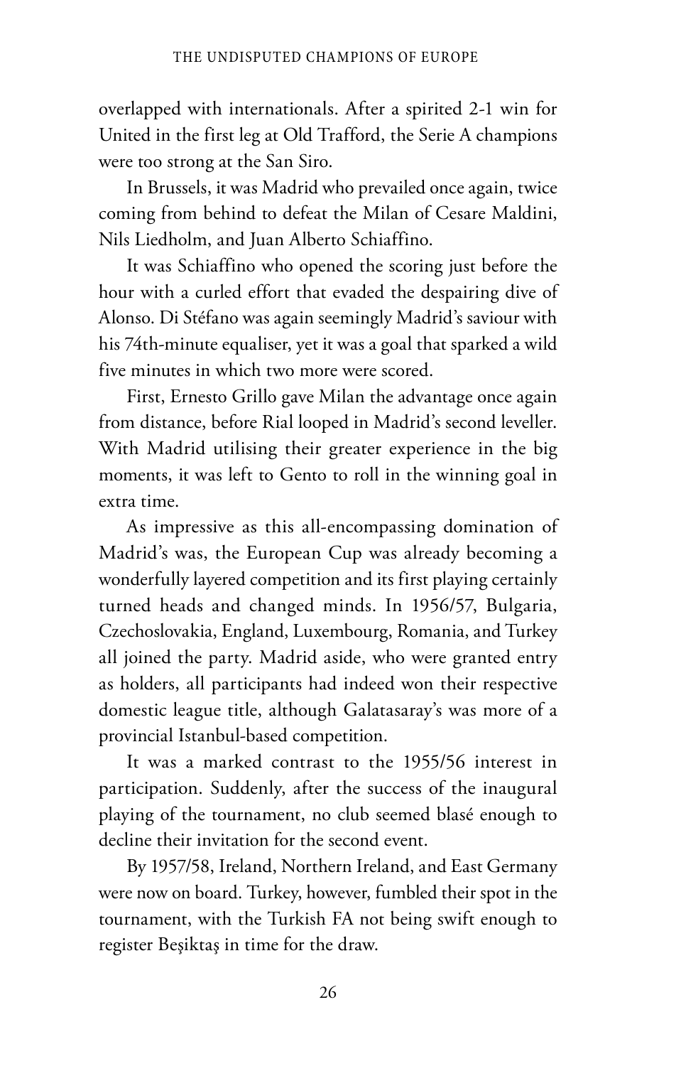overlapped with internationals. After a spirited 2-1 win for United in the first leg at Old Trafford, the Serie A champions were too strong at the San Siro.

In Brussels, it was Madrid who prevailed once again, twice coming from behind to defeat the Milan of Cesare Maldini, Nils Liedholm, and Juan Alberto Schiaffino.

It was Schiaffino who opened the scoring just before the hour with a curled effort that evaded the despairing dive of Alonso. Di Stéfano was again seemingly Madrid's saviour with his 74th-minute equaliser, yet it was a goal that sparked a wild five minutes in which two more were scored.

First, Ernesto Grillo gave Milan the advantage once again from distance, before Rial looped in Madrid's second leveller. With Madrid utilising their greater experience in the big moments, it was left to Gento to roll in the winning goal in extra time.

As impressive as this all-encompassing domination of Madrid's was, the European Cup was already becoming a wonderfully layered competition and its first playing certainly turned heads and changed minds. In 1956/57, Bulgaria, Czechoslovakia, England, Luxembourg, Romania, and Turkey all joined the party. Madrid aside, who were granted entry as holders, all participants had indeed won their respective domestic league title, although Galatasaray's was more of a provincial Istanbul-based competition.

It was a marked contrast to the 1955/56 interest in participation. Suddenly, after the success of the inaugural playing of the tournament, no club seemed blasé enough to decline their invitation for the second event.

By 1957/58, Ireland, Northern Ireland, and East Germany were now on board. Turkey, however, fumbled their spot in the tournament, with the Turkish FA not being swift enough to register Beşiktaş in time for the draw.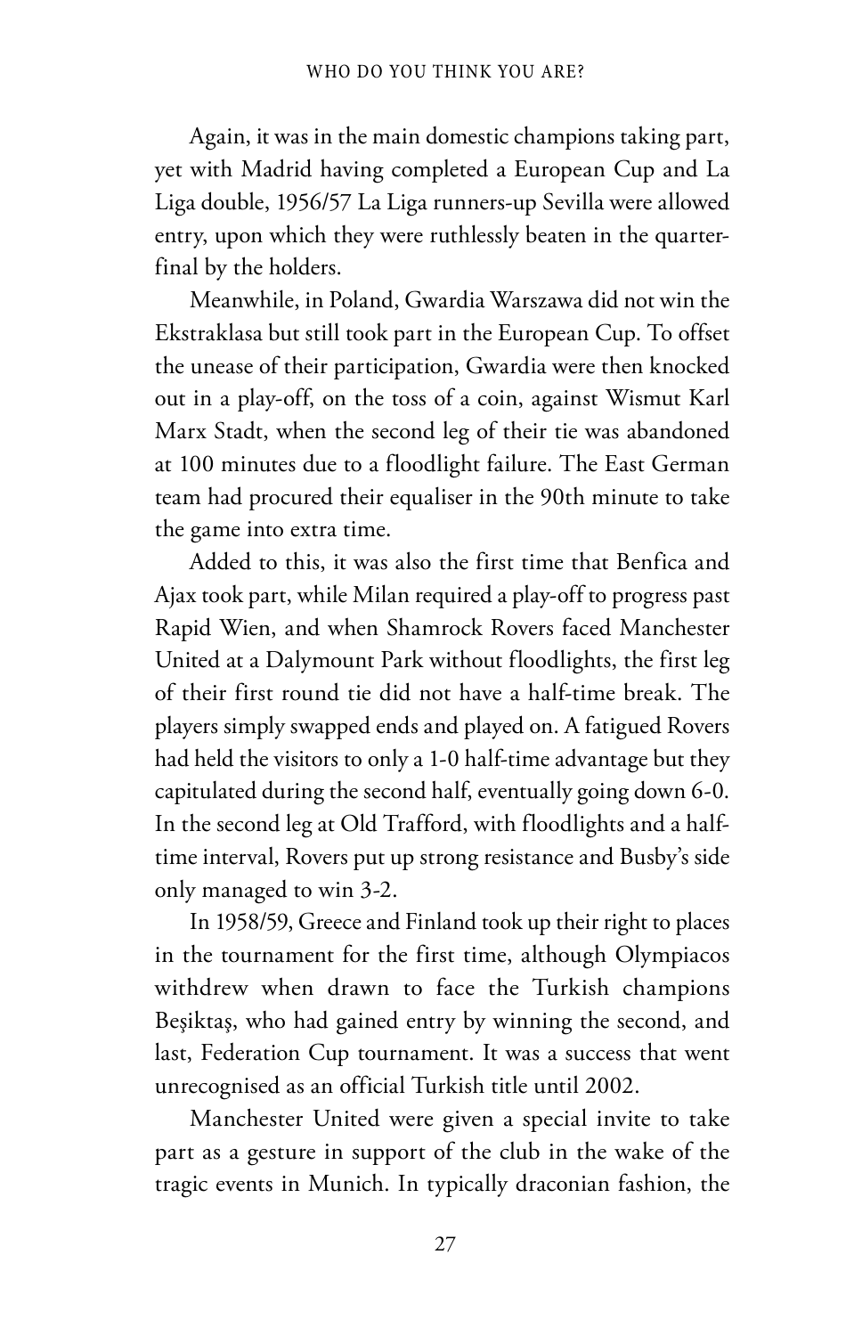Again, it was in the main domestic champions taking part, yet with Madrid having completed a European Cup and La Liga double, 1956/57 La Liga runners-up Sevilla were allowed entry, upon which they were ruthlessly beaten in the quarter-final by the holders.

Meanwhile, in Poland, Gwardia Warszawa did not win the Ekstraklasa but still took part in the European Cup. To offset the unease of their participation, Gwardia were then knocked out in a play-off, on the toss of a coin, against Wismut Karl Marx Stadt, when the second leg of their tie was abandoned at 100 minutes due to a floodlight failure. The East German team had procured their equaliser in the 90th minute to take the game into extra time.

Added to this, it was also the first time that Benfica and Ajax took part, while Milan required a play-off to progress past Rapid Wien, and when Shamrock Rovers faced Manchester United at a Dalymount Park without floodlights, the first leg of their first round tie did not have a half-time break. The players simply swapped ends and played on. A fatigued Rovers had held the visitors to only a 1-0 half-time advantage but they capitulated during the second half, eventually going down 6-0. In the second leg at Old Trafford, with floodlights and a half-time interval, Rovers put up strong resistance and Busby's side only managed to win 3-2.

In 1958/59, Greece and Finland took up their right to places in the tournament for the first time, although Olympiacos withdrew when drawn to face the Turkish champions Beşiktaş, who had gained entry by winning the second, and last, Federation Cup tournament. It was a success that went unrecognised as an official Turkish title until 2002.

Manchester United were given a special invite to take part as a gesture in support of the club in the wake of the tragic events in Munich. In typically draconian fashion, the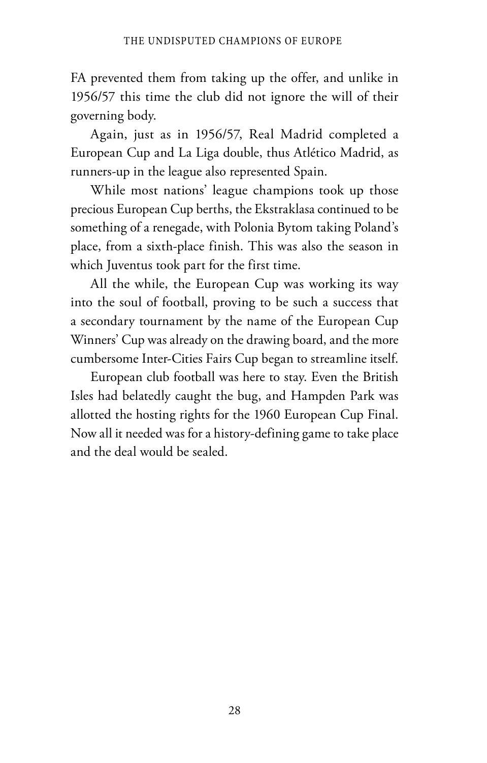FA prevented them from taking up the offer, and unlike in 1956/57 this time the club did not ignore the will of their governing body.

Again, just as in 1956/57, Real Madrid completed a European Cup and La Liga double, thus Atlético Madrid, as runners-up in the league also represented Spain.

While most nations' league champions took up those precious European Cup berths, the Ekstraklasa continued to be something of a renegade, with Polonia Bytom taking Poland's place, from a sixth-place finish. This was also the season in which Juventus took part for the first time.

All the while, the European Cup was working its way into the soul of football, proving to be such a success that a secondary tournament by the name of the European Cup Winners' Cup was already on the drawing board, and the more cumbersome Inter-Cities Fairs Cup began to streamline itself.

European club football was here to stay. Even the British Isles had belatedly caught the bug, and Hampden Park was allotted the hosting rights for the 1960 European Cup Final. Now all it needed was for a history-defining game to take place and the deal would be sealed.